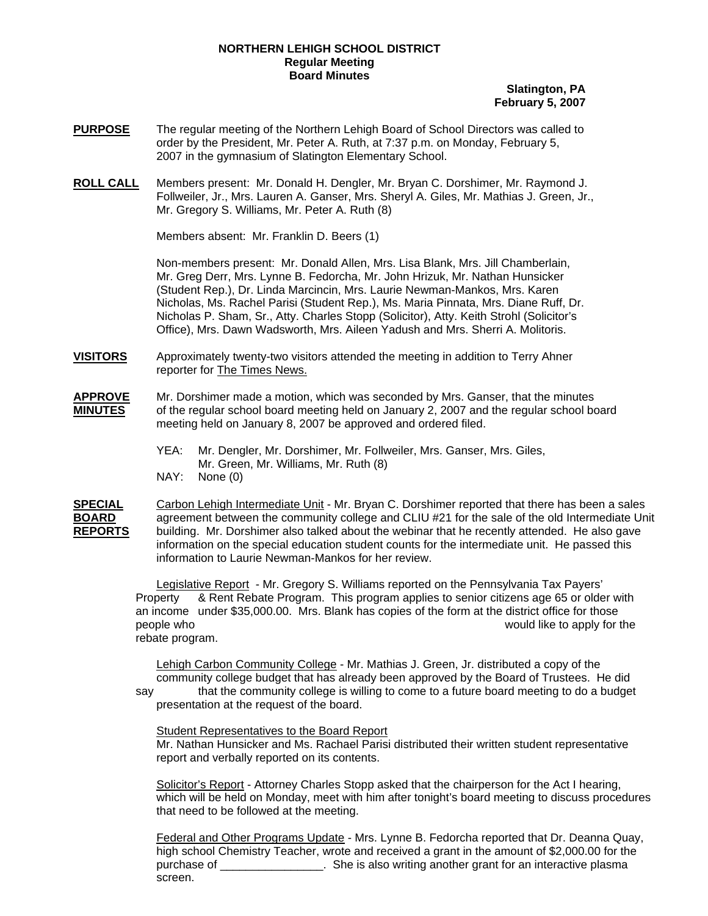**NORTHERN LEHIGH SCHOOL DISTRICT**
**Regular Meeting**
**Board Minutes**

**Slatington, PA**
**February 5, 2007**

**PURPOSE** The regular meeting of the Northern Lehigh Board of School Directors was called to order by the President, Mr. Peter A. Ruth, at 7:37 p.m. on Monday, February 5, 2007 in the gymnasium of Slatington Elementary School.

**ROLL CALL** Members present: Mr. Donald H. Dengler, Mr. Bryan C. Dorshimer, Mr. Raymond J. Follweiler, Jr., Mrs. Lauren A. Ganser, Mrs. Sheryl A. Giles, Mr. Mathias J. Green, Jr., Mr. Gregory S. Williams, Mr. Peter A. Ruth (8)

Members absent: Mr. Franklin D. Beers (1)

Non-members present: Mr. Donald Allen, Mrs. Lisa Blank, Mrs. Jill Chamberlain, Mr. Greg Derr, Mrs. Lynne B. Fedorcha, Mr. John Hrizuk, Mr. Nathan Hunsicker (Student Rep.), Dr. Linda Marcincin, Mrs. Laurie Newman-Mankos, Mrs. Karen Nicholas, Ms. Rachel Parisi (Student Rep.), Ms. Maria Pinnata, Mrs. Diane Ruff, Dr. Nicholas P. Sham, Sr., Atty. Charles Stopp (Solicitor), Atty. Keith Strohl (Solicitor's Office), Mrs. Dawn Wadsworth, Mrs. Aileen Yadush and Mrs. Sherri A. Molitoris.

**VISITORS** Approximately twenty-two visitors attended the meeting in addition to Terry Ahner reporter for The Times News.

**APPROVE MINUTES** Mr. Dorshimer made a motion, which was seconded by Mrs. Ganser, that the minutes of the regular school board meeting held on January 2, 2007 and the regular school board meeting held on January 8, 2007 be approved and ordered filed.

YEA: Mr. Dengler, Mr. Dorshimer, Mr. Follweiler, Mrs. Ganser, Mrs. Giles, Mr. Green, Mr. Williams, Mr. Ruth (8)
NAY: None (0)

**SPECIAL BOARD REPORTS** Carbon Lehigh Intermediate Unit - Mr. Bryan C. Dorshimer reported that there has been a sales agreement between the community college and CLIU #21 for the sale of the old Intermediate Unit building. Mr. Dorshimer also talked about the webinar that he recently attended. He also gave information on the special education student counts for the intermediate unit. He passed this information to Laurie Newman-Mankos for her review.

Legislative Report - Mr. Gregory S. Williams reported on the Pennsylvania Tax Payers' Property & Rent Rebate Program. This program applies to senior citizens age 65 or older with an income under $35,000.00. Mrs. Blank has copies of the form at the district office for those people who would like to apply for the rebate program.

Lehigh Carbon Community College - Mr. Mathias J. Green, Jr. distributed a copy of the community college budget that has already been approved by the Board of Trustees. He did say that the community college is willing to come to a future board meeting to do a budget presentation at the request of the board.

Student Representatives to the Board Report
Mr. Nathan Hunsicker and Ms. Rachael Parisi distributed their written student representative report and verbally reported on its contents.

Solicitor's Report - Attorney Charles Stopp asked that the chairperson for the Act I hearing, which will be held on Monday, meet with him after tonight's board meeting to discuss procedures that need to be followed at the meeting.

Federal and Other Programs Update - Mrs. Lynne B. Fedorcha reported that Dr. Deanna Quay, high school Chemistry Teacher, wrote and received a grant in the amount of $2,000.00 for the purchase of ________________. She is also writing another grant for an interactive plasma screen.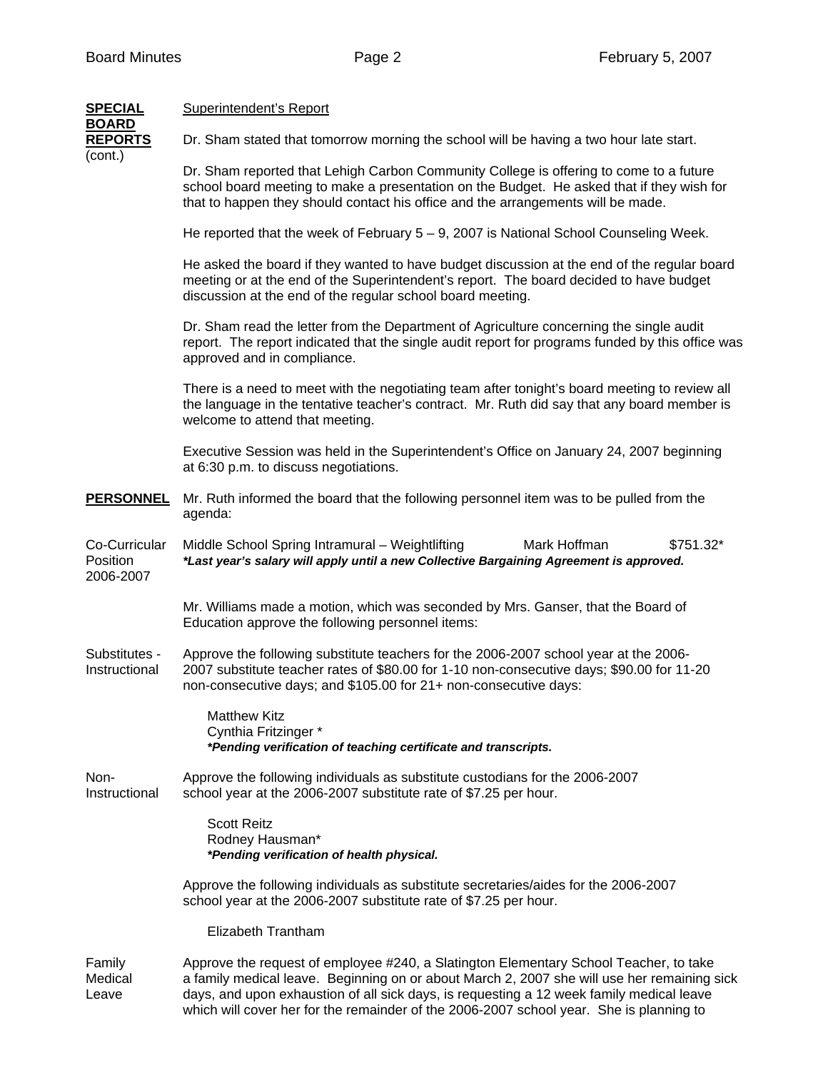**SPECIAL BOARD REPORTS** (cont.)

Superintendent's Report

Dr. Sham stated that tomorrow morning the school will be having a two hour late start.

Dr. Sham reported that Lehigh Carbon Community College is offering to come to a future school board meeting to make a presentation on the Budget. He asked that if they wish for that to happen they should contact his office and the arrangements will be made.

He reported that the week of February 5 – 9, 2007 is National School Counseling Week.

He asked the board if they wanted to have budget discussion at the end of the regular board meeting or at the end of the Superintendent's report. The board decided to have budget discussion at the end of the regular school board meeting.

Dr. Sham read the letter from the Department of Agriculture concerning the single audit report. The report indicated that the single audit report for programs funded by this office was approved and in compliance.

There is a need to meet with the negotiating team after tonight's board meeting to review all the language in the tentative teacher's contract. Mr. Ruth did say that any board member is welcome to attend that meeting.

Executive Session was held in the Superintendent's Office on January 24, 2007 beginning at 6:30 p.m. to discuss negotiations.

**PERSONNEL**

Mr. Ruth informed the board that the following personnel item was to be pulled from the agenda:

Co-Curricular Position 2006-2007

Middle School Spring Intramural – Weightlifting — Mark Hoffman — $751.32*

***Last year's salary will apply until a new Collective Bargaining Agreement is approved.***

Mr. Williams made a motion, which was seconded by Mrs. Ganser, that the Board of Education approve the following personnel items:

Substitutes - Instructional

Approve the following substitute teachers for the 2006-2007 school year at the 2006-2007 substitute teacher rates of $80.00 for 1-10 non-consecutive days; $90.00 for 11-20 non-consecutive days; and $105.00 for 21+ non-consecutive days:

Matthew Kitz
Cynthia Fritzinger *
***Pending verification of teaching certificate and transcripts.***

Non-Instructional

Approve the following individuals as substitute custodians for the 2006-2007 school year at the 2006-2007 substitute rate of $7.25 per hour.

Scott Reitz
Rodney Hausman*
***Pending verification of health physical.***

Approve the following individuals as substitute secretaries/aides for the 2006-2007 school year at the 2006-2007 substitute rate of $7.25 per hour.

Elizabeth Trantham

Family Medical Leave

Approve the request of employee #240, a Slatington Elementary School Teacher, to take a family medical leave. Beginning on or about March 2, 2007 she will use her remaining sick days, and upon exhaustion of all sick days, is requesting a 12 week family medical leave which will cover her for the remainder of the 2006-2007 school year. She is planning to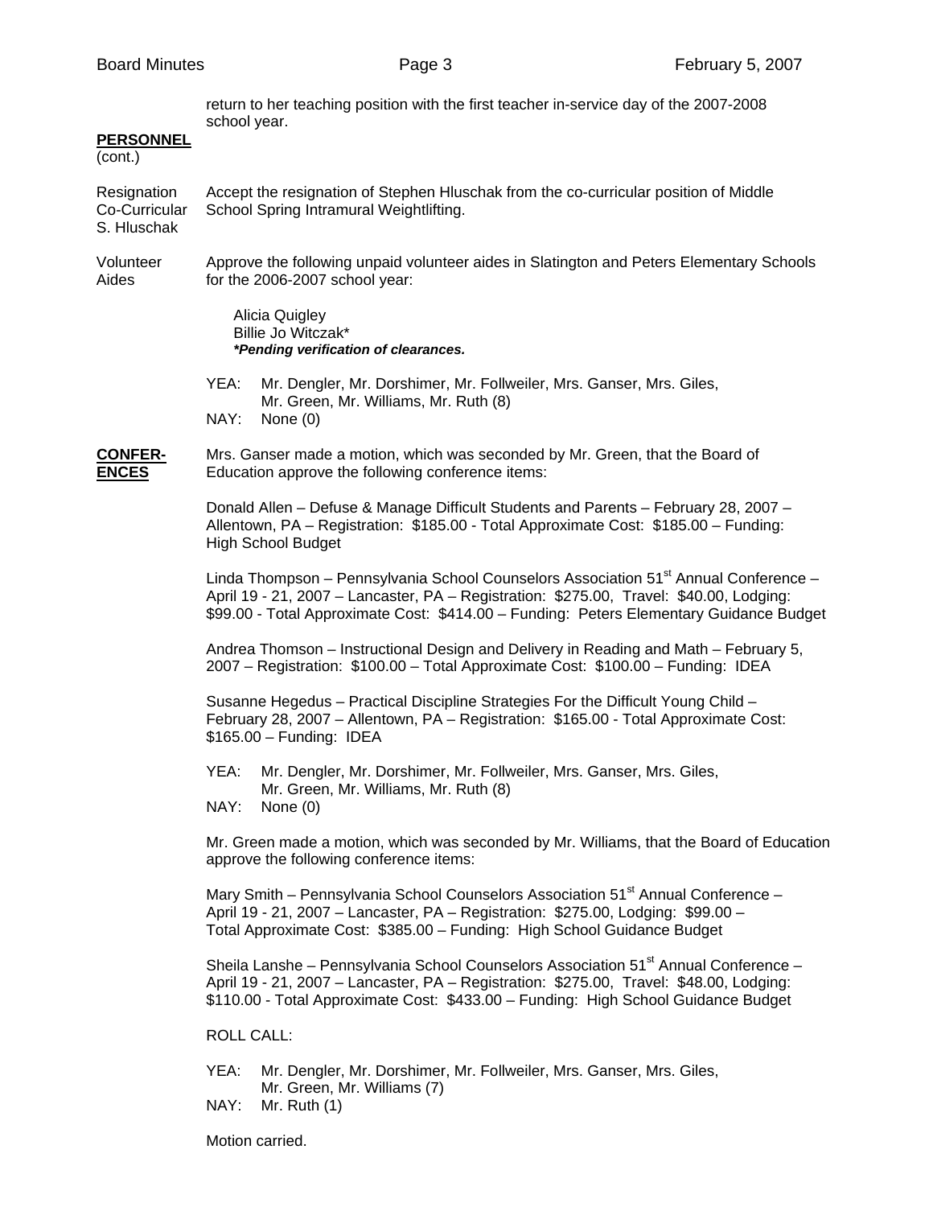return to her teaching position with the first teacher in-service day of the 2007-2008 school year.

**PERSONNEL** (cont.)

Resignation Co-Curricular S. Hluschak

Accept the resignation of Stephen Hluschak from the co-curricular position of Middle School Spring Intramural Weightlifting.

Volunteer Aides

Approve the following unpaid volunteer aides in Slatington and Peters Elementary Schools for the 2006-2007 school year:

Alicia Quigley
Billie Jo Witczak*
***Pending verification of clearances.***

YEA: Mr. Dengler, Mr. Dorshimer, Mr. Follweiler, Mrs. Ganser, Mrs. Giles, Mr. Green, Mr. Williams, Mr. Ruth (8)
NAY: None (0)

**CONFERENCES**

Mrs. Ganser made a motion, which was seconded by Mr. Green, that the Board of Education approve the following conference items:

Donald Allen – Defuse & Manage Difficult Students and Parents – February 28, 2007 – Allentown, PA – Registration: $185.00 - Total Approximate Cost: $185.00 – Funding: High School Budget

Linda Thompson – Pennsylvania School Counselors Association 51st Annual Conference – April 19 - 21, 2007 – Lancaster, PA – Registration: $275.00, Travel: $40.00, Lodging: $99.00 - Total Approximate Cost: $414.00 – Funding: Peters Elementary Guidance Budget

Andrea Thomson – Instructional Design and Delivery in Reading and Math – February 5, 2007 – Registration: $100.00 – Total Approximate Cost: $100.00 – Funding: IDEA

Susanne Hegedus – Practical Discipline Strategies For the Difficult Young Child – February 28, 2007 – Allentown, PA – Registration: $165.00 - Total Approximate Cost: $165.00 – Funding: IDEA

YEA: Mr. Dengler, Mr. Dorshimer, Mr. Follweiler, Mrs. Ganser, Mrs. Giles, Mr. Green, Mr. Williams, Mr. Ruth (8)
NAY: None (0)

Mr. Green made a motion, which was seconded by Mr. Williams, that the Board of Education approve the following conference items:

Mary Smith – Pennsylvania School Counselors Association 51st Annual Conference – April 19 - 21, 2007 – Lancaster, PA – Registration: $275.00, Lodging: $99.00 – Total Approximate Cost: $385.00 – Funding: High School Guidance Budget

Sheila Lanshe – Pennsylvania School Counselors Association 51st Annual Conference – April 19 - 21, 2007 – Lancaster, PA – Registration: $275.00, Travel: $48.00, Lodging: $110.00 - Total Approximate Cost: $433.00 – Funding: High School Guidance Budget

ROLL CALL:

YEA: Mr. Dengler, Mr. Dorshimer, Mr. Follweiler, Mrs. Ganser, Mrs. Giles, Mr. Green, Mr. Williams (7)
NAY: Mr. Ruth (1)

Motion carried.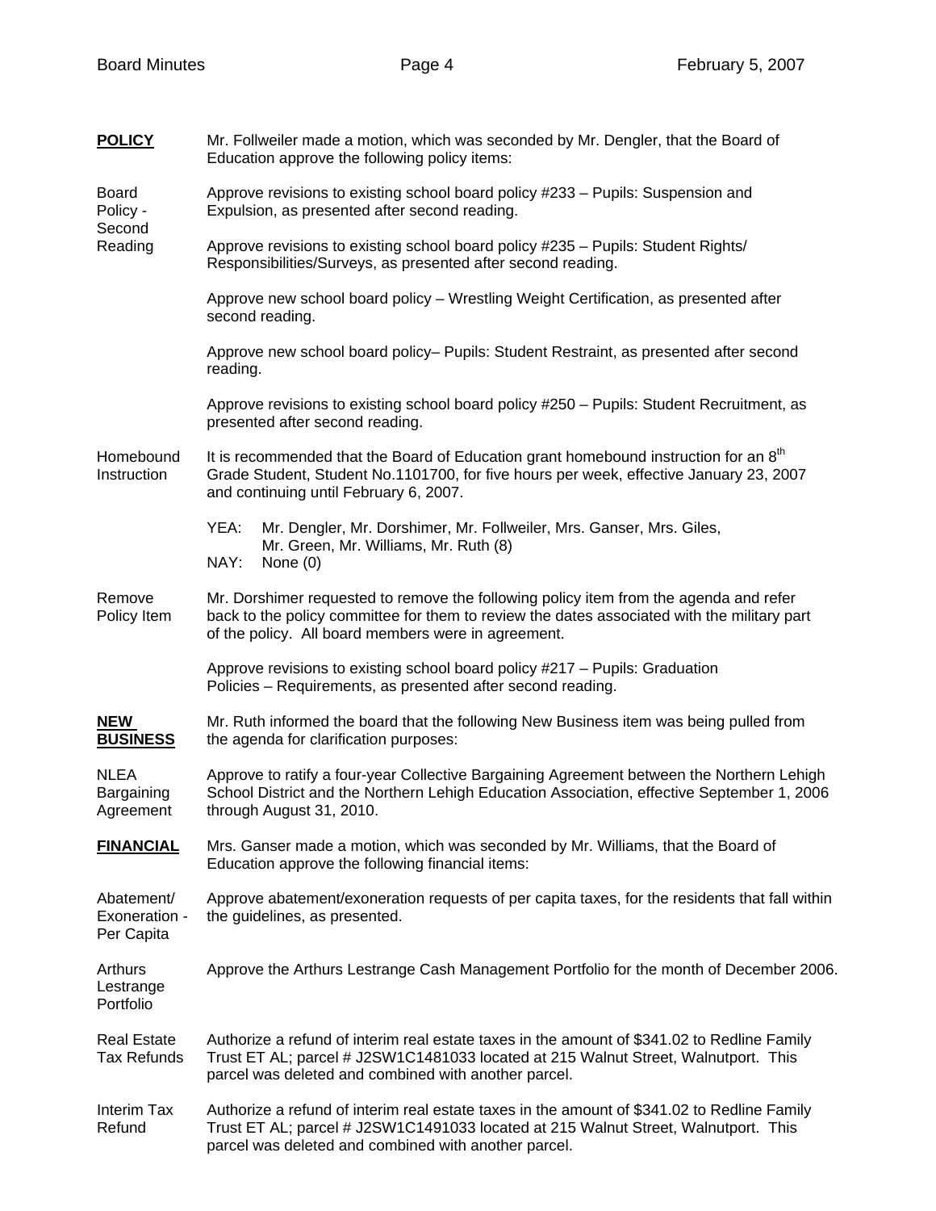**POLICY** Mr. Follweiler made a motion, which was seconded by Mr. Dengler, that the Board of Education approve the following policy items:

Board Policy - Second Reading

Approve revisions to existing school board policy #233 – Pupils: Suspension and Expulsion, as presented after second reading.

Approve revisions to existing school board policy #235 – Pupils: Student Rights/ Responsibilities/Surveys, as presented after second reading.

Approve new school board policy – Wrestling Weight Certification, as presented after second reading.

Approve new school board policy– Pupils: Student Restraint, as presented after second reading.

Approve revisions to existing school board policy #250 – Pupils: Student Recruitment, as presented after second reading.

Homebound Instruction

It is recommended that the Board of Education grant homebound instruction for an 8th Grade Student, Student No.1101700, for five hours per week, effective January 23, 2007 and continuing until February 6, 2007.

YEA: Mr. Dengler, Mr. Dorshimer, Mr. Follweiler, Mrs. Ganser, Mrs. Giles, Mr. Green, Mr. Williams, Mr. Ruth (8)
NAY: None (0)

Remove Policy Item

Mr. Dorshimer requested to remove the following policy item from the agenda and refer back to the policy committee for them to review the dates associated with the military part of the policy. All board members were in agreement.

Approve revisions to existing school board policy #217 – Pupils: Graduation Policies – Requirements, as presented after second reading.

**NEW BUSINESS** Mr. Ruth informed the board that the following New Business item was being pulled from the agenda for clarification purposes:

NLEA Bargaining Agreement

Approve to ratify a four-year Collective Bargaining Agreement between the Northern Lehigh School District and the Northern Lehigh Education Association, effective September 1, 2006 through August 31, 2010.

**FINANCIAL** Mrs. Ganser made a motion, which was seconded by Mr. Williams, that the Board of Education approve the following financial items:

Abatement/ Exoneration - Per Capita

Approve abatement/exoneration requests of per capita taxes, for the residents that fall within the guidelines, as presented.

Arthurs Lestrange Portfolio

Approve the Arthurs Lestrange Cash Management Portfolio for the month of December 2006.

Real Estate Tax Refunds

Authorize a refund of interim real estate taxes in the amount of $341.02 to Redline Family Trust ET AL; parcel # J2SW1C1481033 located at 215 Walnut Street, Walnutport. This parcel was deleted and combined with another parcel.

Interim Tax Refund

Authorize a refund of interim real estate taxes in the amount of $341.02 to Redline Family Trust ET AL; parcel # J2SW1C1491033 located at 215 Walnut Street, Walnutport. This parcel was deleted and combined with another parcel.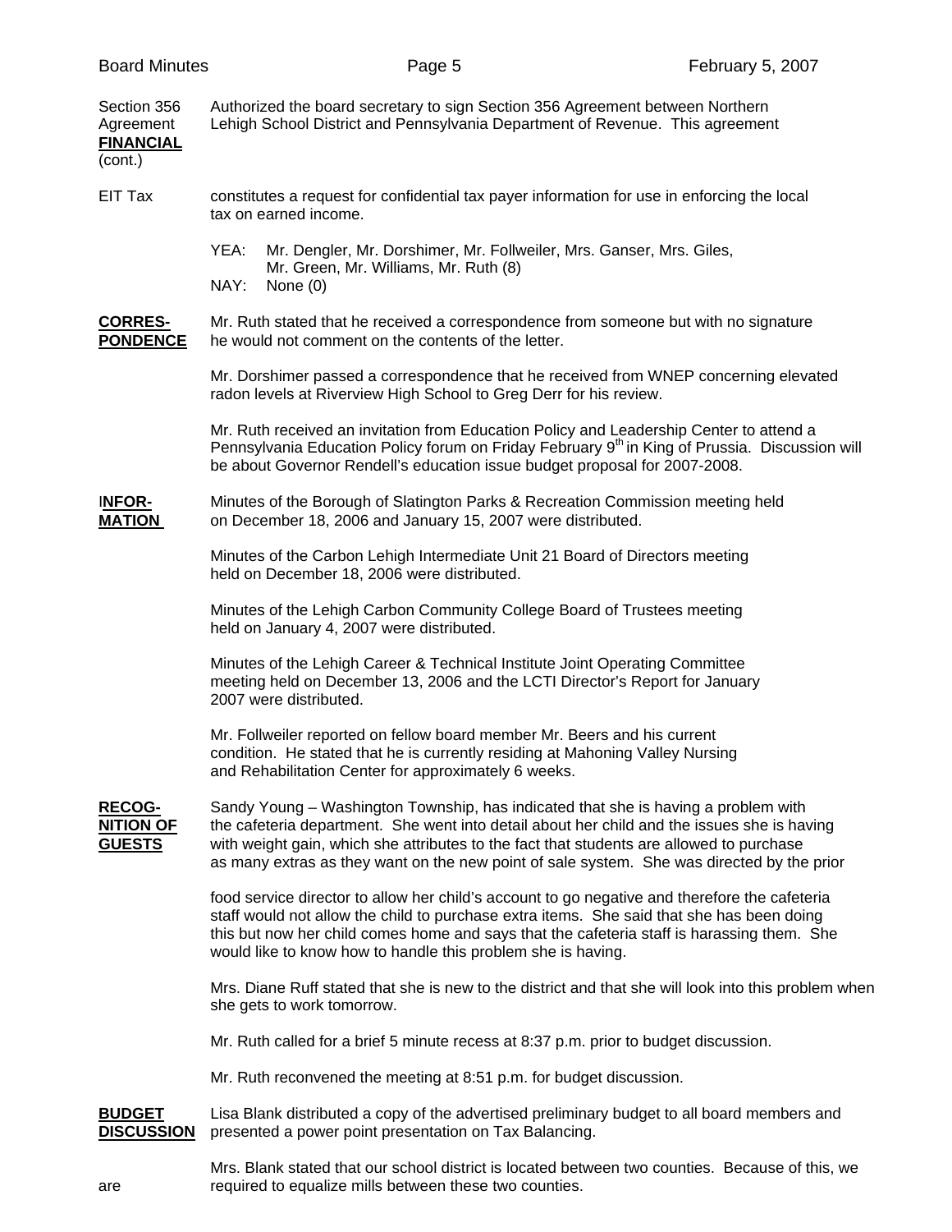Section 356 Agreement **FINANCIAL** (cont.)

Authorized the board secretary to sign Section 356 Agreement between Northern Lehigh School District and Pennsylvania Department of Revenue. This agreement

EIT Tax

constitutes a request for confidential tax payer information for use in enforcing the local tax on earned income.

YEA: Mr. Dengler, Mr. Dorshimer, Mr. Follweiler, Mrs. Ganser, Mrs. Giles, Mr. Green, Mr. Williams, Mr. Ruth (8)
NAY: None (0)

**CORRES-PONDENCE**

Mr. Ruth stated that he received a correspondence from someone but with no signature he would not comment on the contents of the letter.

Mr. Dorshimer passed a correspondence that he received from WNEP concerning elevated radon levels at Riverview High School to Greg Derr for his review.

Mr. Ruth received an invitation from Education Policy and Leadership Center to attend a Pennsylvania Education Policy forum on Friday February 9th in King of Prussia. Discussion will be about Governor Rendell's education issue budget proposal for 2007-2008.

**INFOR-MATION**

Minutes of the Borough of Slatington Parks & Recreation Commission meeting held on December 18, 2006 and January 15, 2007 were distributed.

Minutes of the Carbon Lehigh Intermediate Unit 21 Board of Directors meeting held on December 18, 2006 were distributed.

Minutes of the Lehigh Carbon Community College Board of Trustees meeting held on January 4, 2007 were distributed.

Minutes of the Lehigh Career & Technical Institute Joint Operating Committee meeting held on December 13, 2006 and the LCTI Director's Report for January 2007 were distributed.

Mr. Follweiler reported on fellow board member Mr. Beers and his current condition. He stated that he is currently residing at Mahoning Valley Nursing and Rehabilitation Center for approximately 6 weeks.

**RECOG-NITION OF GUESTS**

Sandy Young – Washington Township, has indicated that she is having a problem with the cafeteria department. She went into detail about her child and the issues she is having with weight gain, which she attributes to the fact that students are allowed to purchase as many extras as they want on the new point of sale system. She was directed by the prior

food service director to allow her child's account to go negative and therefore the cafeteria staff would not allow the child to purchase extra items. She said that she has been doing this but now her child comes home and says that the cafeteria staff is harassing them. She would like to know how to handle this problem she is having.

Mrs. Diane Ruff stated that she is new to the district and that she will look into this problem when she gets to work tomorrow.

Mr. Ruth called for a brief 5 minute recess at 8:37 p.m. prior to budget discussion.

Mr. Ruth reconvened the meeting at 8:51 p.m. for budget discussion.

**BUDGET DISCUSSION**

Lisa Blank distributed a copy of the advertised preliminary budget to all board members and presented a power point presentation on Tax Balancing.

Mrs. Blank stated that our school district is located between two counties. Because of this, we are required to equalize mills between these two counties.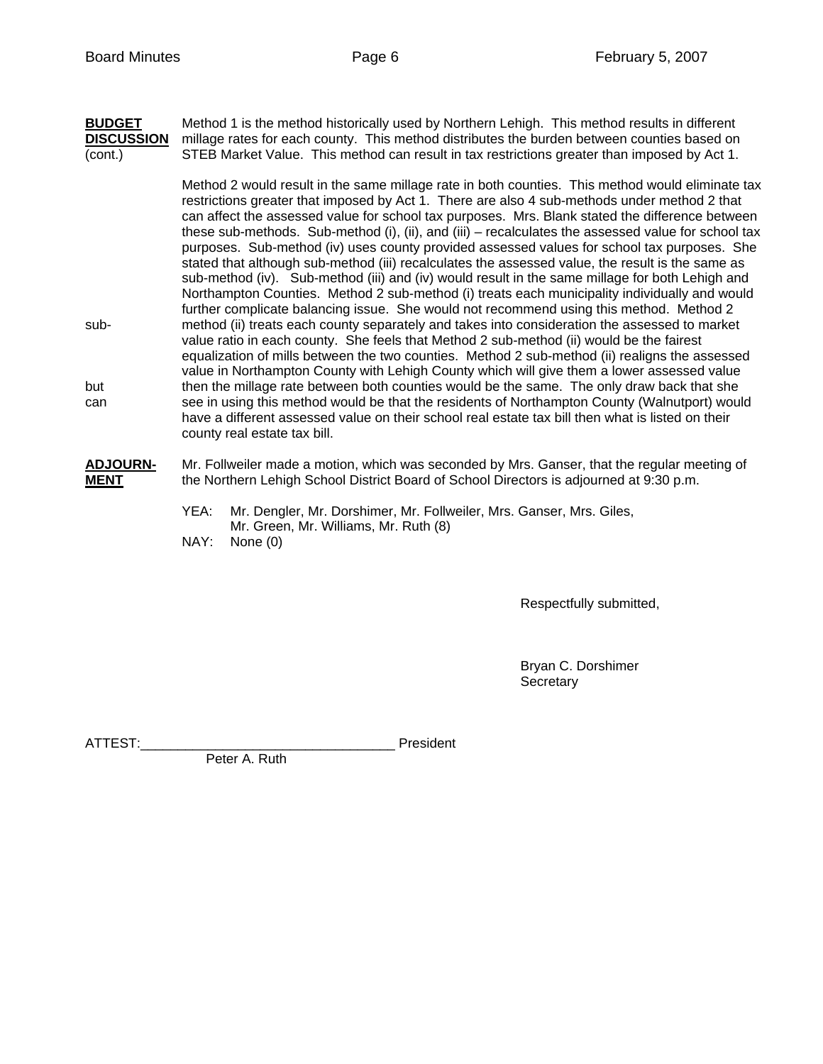**BUDGET DISCUSSION** (cont.)

Method 1 is the method historically used by Northern Lehigh. This method results in different millage rates for each county. This method distributes the burden between counties based on STEB Market Value. This method can result in tax restrictions greater than imposed by Act 1.

Method 2 would result in the same millage rate in both counties. This method would eliminate tax restrictions greater that imposed by Act 1. There are also 4 sub-methods under method 2 that can affect the assessed value for school tax purposes. Mrs. Blank stated the difference between these sub-methods. Sub-method (i), (ii), and (iii) – recalculates the assessed value for school tax purposes. Sub-method (iv) uses county provided assessed values for school tax purposes. She stated that although sub-method (iii) recalculates the assessed value, the result is the same as sub-method (iv). Sub-method (iii) and (iv) would result in the same millage for both Lehigh and Northampton Counties. Method 2 sub-method (i) treats each municipality individually and would further complicate balancing issue. She would not recommend using this method. Method 2 sub-method (ii) treats each county separately and takes into consideration the assessed to market value ratio in each county. She feels that Method 2 sub-method (ii) would be the fairest equalization of mills between the two counties. Method 2 sub-method (ii) realigns the assessed value in Northampton County with Lehigh County which will give them a lower assessed value but then the millage rate between both counties would be the same. The only draw back that she can see in using this method would be that the residents of Northampton County (Walnutport) would have a different assessed value on their school real estate tax bill then what is listed on their county real estate tax bill.

**ADJOURNMENT**

Mr. Follweiler made a motion, which was seconded by Mrs. Ganser, that the regular meeting of the Northern Lehigh School District Board of School Directors is adjourned at 9:30 p.m.

YEA: Mr. Dengler, Mr. Dorshimer, Mr. Follweiler, Mrs. Ganser, Mrs. Giles, Mr. Green, Mr. Williams, Mr. Ruth (8)

NAY: None (0)

Respectfully submitted,

Bryan C. Dorshimer
Secretary

ATTEST:_________________________________ President
Peter A. Ruth